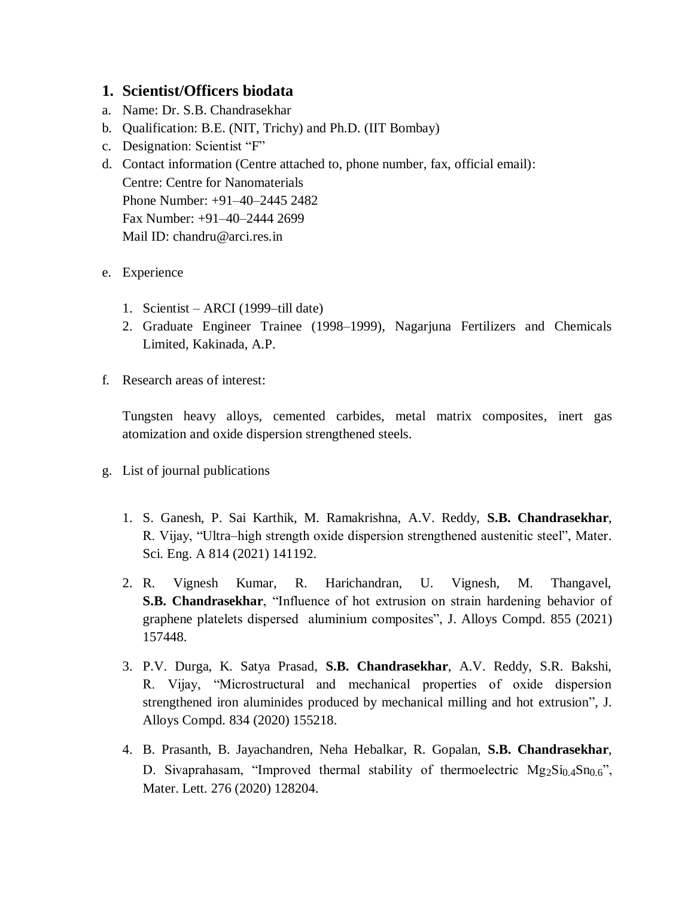## 1. Scientist/Officers biodata

a. Name: Dr. S.B. Chandrasekhar

b. Qualification: B.E. (NIT, Trichy) and Ph.D. (IIT Bombay)

c. Designation: Scientist "F"

d. Contact information (Centre attached to, phone number, fax, official email):
   Centre: Centre for Nanomaterials
   Phone Number: +91–40–2445 2482
   Fax Number: +91–40–2444 2699
   Mail ID: chandru@arci.res.in

e. Experience

   1. Scientist – ARCI (1999–till date)
   2. Graduate Engineer Trainee (1998–1999), Nagarjuna Fertilizers and Chemicals Limited, Kakinada, A.P.

f. Research areas of interest:

   Tungsten heavy alloys, cemented carbides, metal matrix composites, inert gas atomization and oxide dispersion strengthened steels.

g. List of journal publications

   1. S. Ganesh, P. Sai Karthik, M. Ramakrishna, A.V. Reddy, **S.B. Chandrasekhar**, R. Vijay, "Ultra–high strength oxide dispersion strengthened austenitic steel", Mater. Sci. Eng. A 814 (2021) 141192.

   2. R. Vignesh Kumar, R. Harichandran, U. Vignesh, M. Thangavel, **S.B. Chandrasekhar**, "Influence of hot extrusion on strain hardening behavior of graphene platelets dispersed aluminium composites", J. Alloys Compd. 855 (2021) 157448.

   3. P.V. Durga, K. Satya Prasad, **S.B. Chandrasekhar**, A.V. Reddy, S.R. Bakshi, R. Vijay, "Microstructural and mechanical properties of oxide dispersion strengthened iron aluminides produced by mechanical milling and hot extrusion", J. Alloys Compd. 834 (2020) 155218.

   4. B. Prasanth, B. Jayachandren, Neha Hebalkar, R. Gopalan, **S.B. Chandrasekhar**, D. Sivaprahasam, "Improved thermal stability of thermoelectric $Mg_2Si_{0.4}Sn_{0.6}$", Mater. Lett. 276 (2020) 128204.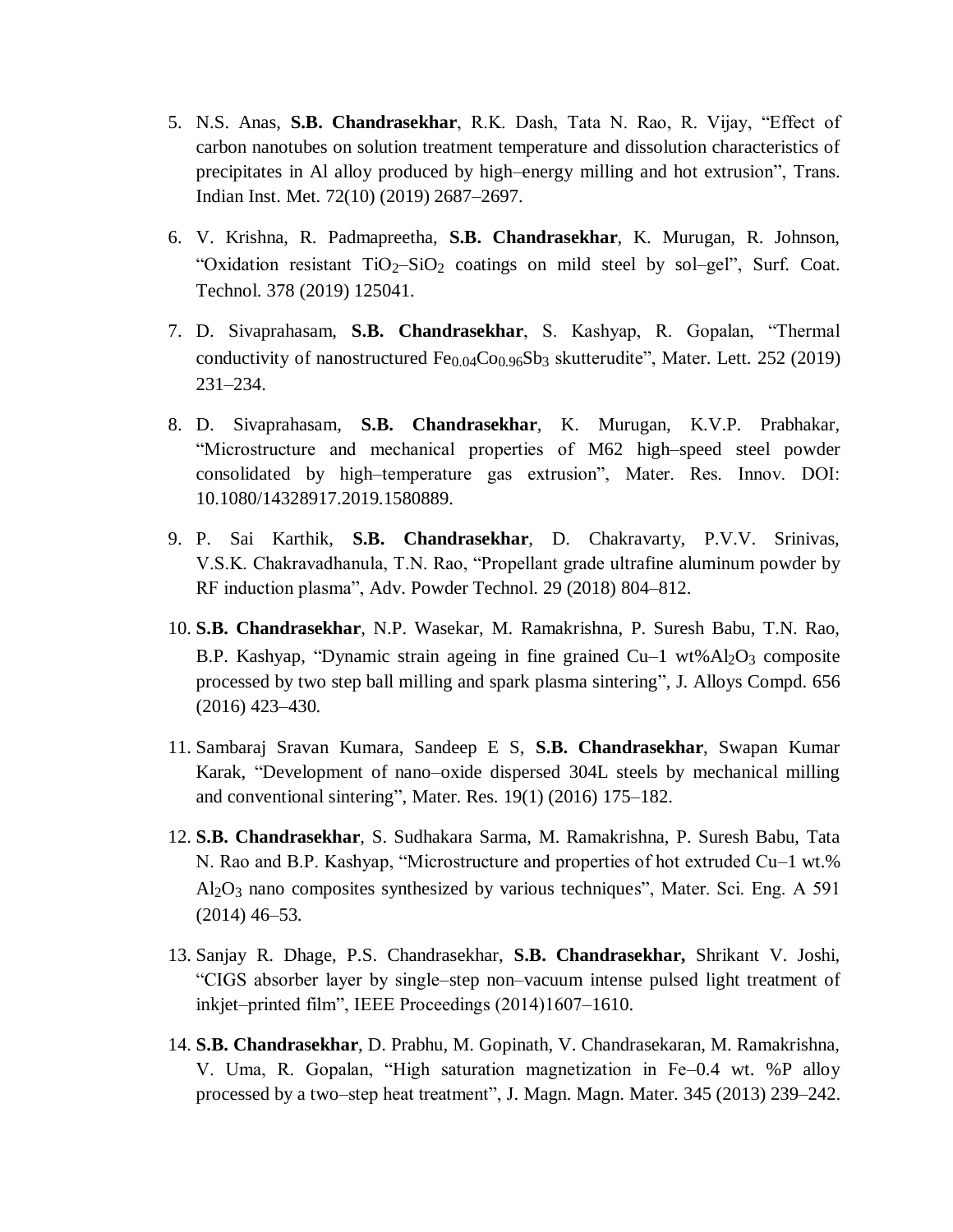5. N.S. Anas, **S.B. Chandrasekhar**, R.K. Dash, Tata N. Rao, R. Vijay, "Effect of carbon nanotubes on solution treatment temperature and dissolution characteristics of precipitates in Al alloy produced by high–energy milling and hot extrusion", Trans. Indian Inst. Met. 72(10) (2019) 2687–2697.

6. V. Krishna, R. Padmapreetha, **S.B. Chandrasekhar**, K. Murugan, R. Johnson, "Oxidation resistant $TiO_2$–$SiO_2$ coatings on mild steel by sol–gel", Surf. Coat. Technol. 378 (2019) 125041.

7. D. Sivaprahasam, **S.B. Chandrasekhar**, S. Kashyap, R. Gopalan, "Thermal conductivity of nanostructured $Fe_{0.04}Co_{0.96}Sb_3$ skutterudite", Mater. Lett. 252 (2019) 231–234.

8. D. Sivaprahasam, **S.B. Chandrasekhar**, K. Murugan, K.V.P. Prabhakar, "Microstructure and mechanical properties of M62 high–speed steel powder consolidated by high–temperature gas extrusion", Mater. Res. Innov. DOI: 10.1080/14328917.2019.1580889.

9. P. Sai Karthik, **S.B. Chandrasekhar**, D. Chakravarty, P.V.V. Srinivas, V.S.K. Chakravadhanula, T.N. Rao, "Propellant grade ultrafine aluminum powder by RF induction plasma", Adv. Powder Technol. 29 (2018) 804–812.

10. **S.B. Chandrasekhar**, N.P. Wasekar, M. Ramakrishna, P. Suresh Babu, T.N. Rao, B.P. Kashyap, "Dynamic strain ageing in fine grained Cu–1 wt%$Al_2O_3$ composite processed by two step ball milling and spark plasma sintering", J. Alloys Compd. 656 (2016) 423–430.

11. Sambaraj Sravan Kumara, Sandeep E S, **S.B. Chandrasekhar**, Swapan Kumar Karak, "Development of nano–oxide dispersed 304L steels by mechanical milling and conventional sintering", Mater. Res. 19(1) (2016) 175–182.

12. **S.B. Chandrasekhar**, S. Sudhakara Sarma, M. Ramakrishna, P. Suresh Babu, Tata N. Rao and B.P. Kashyap, "Microstructure and properties of hot extruded Cu–1 wt.% $Al_2O_3$ nano composites synthesized by various techniques", Mater. Sci. Eng. A 591 (2014) 46–53.

13. Sanjay R. Dhage, P.S. Chandrasekhar, **S.B. Chandrasekhar,** Shrikant V. Joshi, "CIGS absorber layer by single–step non–vacuum intense pulsed light treatment of inkjet–printed film", IEEE Proceedings (2014)1607–1610.

14. **S.B. Chandrasekhar**, D. Prabhu, M. Gopinath, V. Chandrasekaran, M. Ramakrishna, V. Uma, R. Gopalan, "High saturation magnetization in Fe–0.4 wt. %P alloy processed by a two–step heat treatment", J. Magn. Magn. Mater. 345 (2013) 239–242.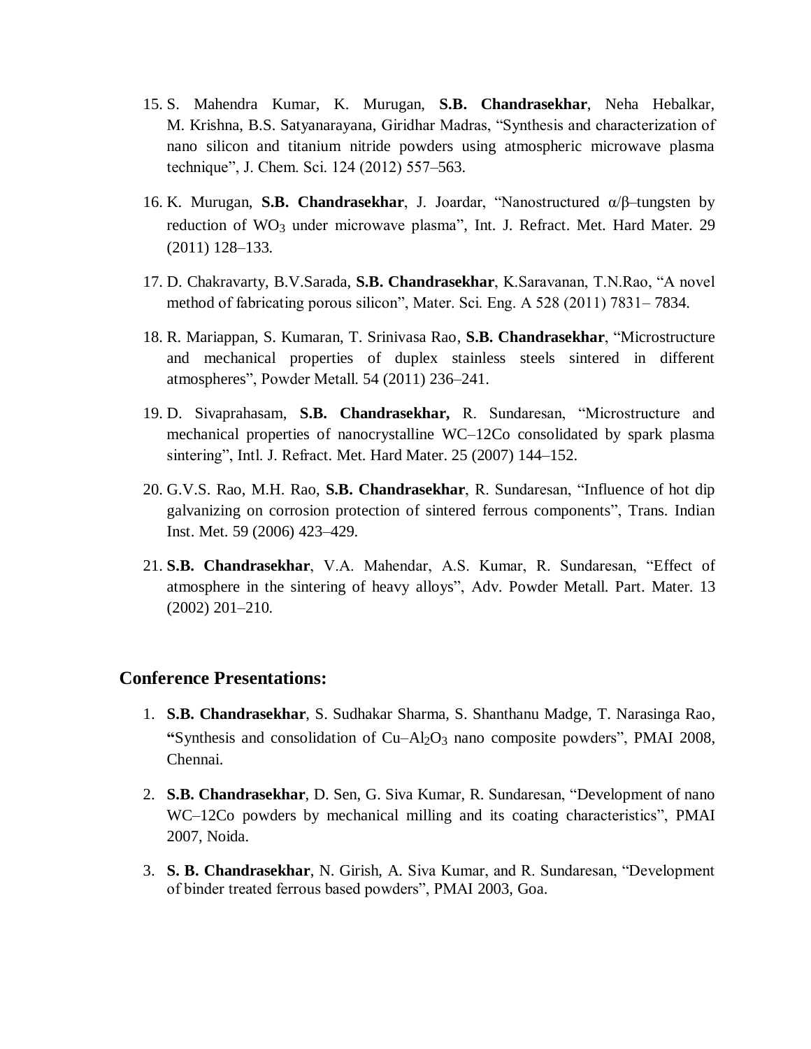15. S. Mahendra Kumar, K. Murugan, **S.B. Chandrasekhar**, Neha Hebalkar, M. Krishna, B.S. Satyanarayana, Giridhar Madras, "Synthesis and characterization of nano silicon and titanium nitride powders using atmospheric microwave plasma technique", J. Chem. Sci. 124 (2012) 557–563.

16. K. Murugan, **S.B. Chandrasekhar**, J. Joardar, "Nanostructured α/β–tungsten by reduction of $WO_3$ under microwave plasma", Int. J. Refract. Met. Hard Mater. 29 (2011) 128–133.

17. D. Chakravarty, B.V.Sarada, **S.B. Chandrasekhar**, K.Saravanan, T.N.Rao, "A novel method of fabricating porous silicon", Mater. Sci. Eng. A 528 (2011) 7831– 7834.

18. R. Mariappan, S. Kumaran, T. Srinivasa Rao, **S.B. Chandrasekhar**, "Microstructure and mechanical properties of duplex stainless steels sintered in different atmospheres", Powder Metall. 54 (2011) 236–241.

19. D. Sivaprahasam, **S.B. Chandrasekhar,** R. Sundaresan, "Microstructure and mechanical properties of nanocrystalline WC–12Co consolidated by spark plasma sintering", Intl. J. Refract. Met. Hard Mater. 25 (2007) 144–152.

20. G.V.S. Rao, M.H. Rao, **S.B. Chandrasekhar**, R. Sundaresan, "Influence of hot dip galvanizing on corrosion protection of sintered ferrous components", Trans. Indian Inst. Met. 59 (2006) 423–429.

21. **S.B. Chandrasekhar**, V.A. Mahendar, A.S. Kumar, R. Sundaresan, "Effect of atmosphere in the sintering of heavy alloys", Adv. Powder Metall. Part. Mater. 13 (2002) 201–210.

## Conference Presentations:

1. **S.B. Chandrasekhar**, S. Sudhakar Sharma, S. Shanthanu Madge, T. Narasinga Rao, "Synthesis and consolidation of Cu–$Al_2O_3$ nano composite powders", PMAI 2008, Chennai.

2. **S.B. Chandrasekhar**, D. Sen, G. Siva Kumar, R. Sundaresan, "Development of nano WC–12Co powders by mechanical milling and its coating characteristics", PMAI 2007, Noida.

3. **S. B. Chandrasekhar**, N. Girish, A. Siva Kumar, and R. Sundaresan, "Development of binder treated ferrous based powders", PMAI 2003, Goa.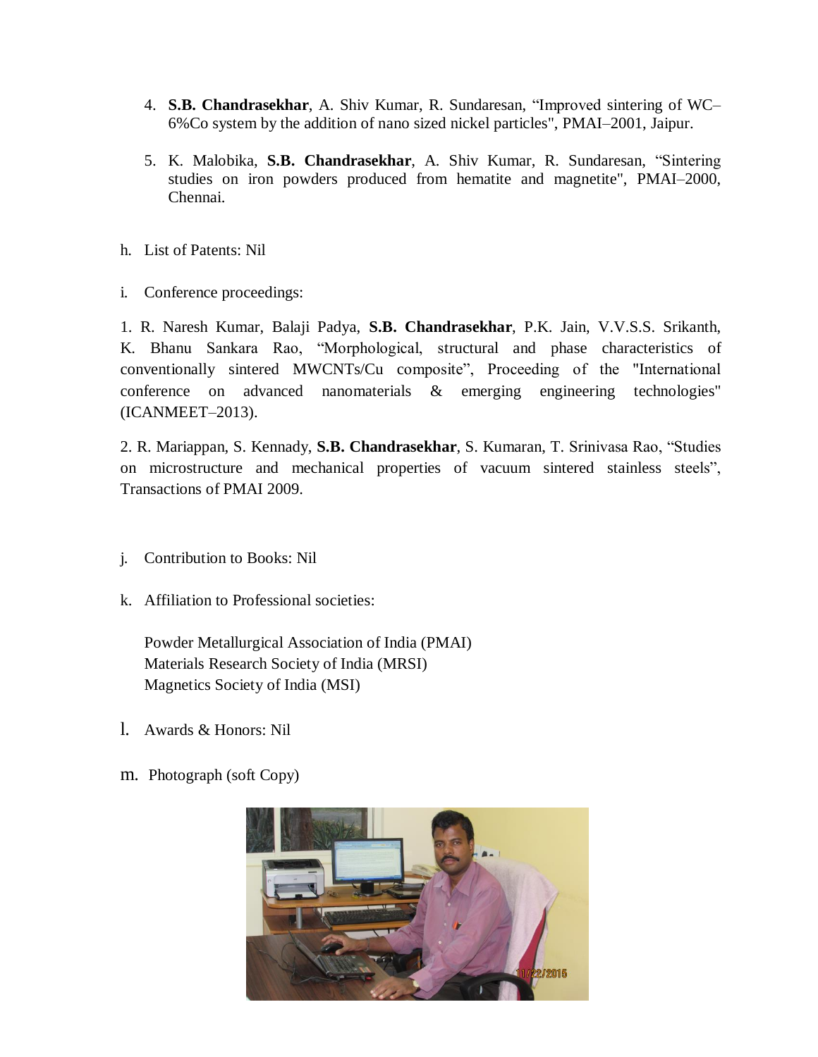4. **S.B. Chandrasekhar**, A. Shiv Kumar, R. Sundaresan, "Improved sintering of WC–6%Co system by the addition of nano sized nickel particles", PMAI–2001, Jaipur.

5. K. Malobika, **S.B. Chandrasekhar**, A. Shiv Kumar, R. Sundaresan, "Sintering studies on iron powders produced from hematite and magnetite", PMAI–2000, Chennai.

h. List of Patents: Nil

i. Conference proceedings:

1. R. Naresh Kumar, Balaji Padya, **S.B. Chandrasekhar**, P.K. Jain, V.V.S.S. Srikanth, K. Bhanu Sankara Rao, "Morphological, structural and phase characteristics of conventionally sintered MWCNTs/Cu composite", Proceeding of the "International conference on advanced nanomaterials & emerging engineering technologies" (ICANMEET–2013).

2. R. Mariappan, S. Kennady, **S.B. Chandrasekhar**, S. Kumaran, T. Srinivasa Rao, "Studies on microstructure and mechanical properties of vacuum sintered stainless steels", Transactions of PMAI 2009.

j. Contribution to Books: Nil

k. Affiliation to Professional societies:

Powder Metallurgical Association of India (PMAI)
Materials Research Society of India (MRSI)
Magnetics Society of India (MSI)

l. Awards & Honors: Nil

m. Photograph (soft Copy)